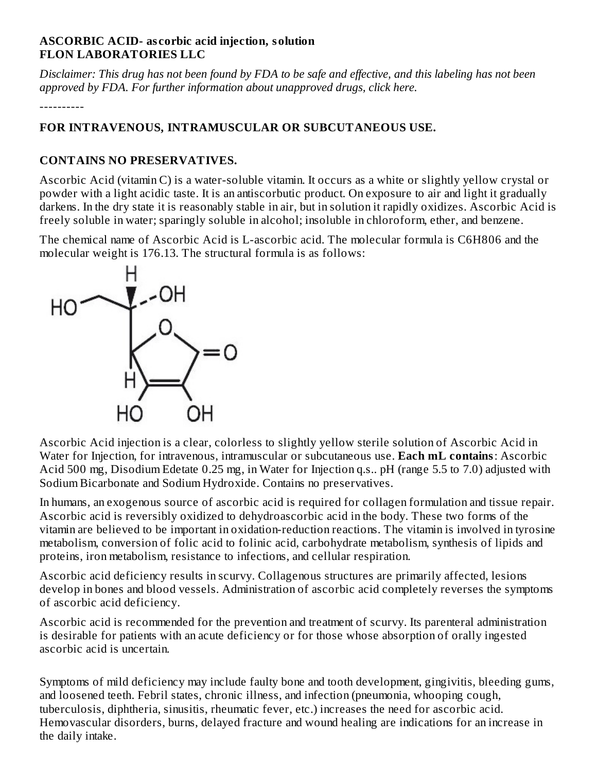**ASCORBIC ACID- ascorbic acid injection, solution**
**FLON LABORATORIES LLC**

*Disclaimer: This drug has not been found by FDA to be safe and effective, and this labeling has not been approved by FDA. For further information about unapproved drugs, click here.*

----------

**FOR INTRAVENOUS, INTRAMUSCULAR OR SUBCUTANEOUS USE.**

**CONTAINS NO PRESERVATIVES.**

Ascorbic Acid (vitamin C) is a water-soluble vitamin. It occurs as a white or slightly yellow crystal or powder with a light acidic taste. It is an antiscorbutic product. On exposure to air and light it gradually darkens. In the dry state it is reasonably stable in air, but in solution it rapidly oxidizes. Ascorbic Acid is freely soluble in water; sparingly soluble in alcohol; insoluble in chloroform, ether, and benzene.

The chemical name of Ascorbic Acid is L-ascorbic acid. The molecular formula is C6H806 and the molecular weight is 176.13. The structural formula is as follows:

Ascorbic Acid injection is a clear, colorless to slightly yellow sterile solution of Ascorbic Acid in Water for Injection, for intravenous, intramuscular or subcutaneous use. **Each mL contains**: Ascorbic Acid 500 mg, Disodium Edetate 0.25 mg, in Water for Injection q.s.. pH (range 5.5 to 7.0) adjusted with Sodium Bicarbonate and Sodium Hydroxide. Contains no preservatives.

In humans, an exogenous source of ascorbic acid is required for collagen formulation and tissue repair. Ascorbic acid is reversibly oxidized to dehydroascorbic acid in the body. These two forms of the vitamin are believed to be important in oxidation-reduction reactions. The vitamin is involved in tyrosine metabolism, conversion of folic acid to folinic acid, carbohydrate metabolism, synthesis of lipids and proteins, iron metabolism, resistance to infections, and cellular respiration.

Ascorbic acid deficiency results in scurvy. Collagenous structures are primarily affected, lesions develop in bones and blood vessels. Administration of ascorbic acid completely reverses the symptoms of ascorbic acid deficiency.

Ascorbic acid is recommended for the prevention and treatment of scurvy. Its parenteral administration is desirable for patients with an acute deficiency or for those whose absorption of orally ingested ascorbic acid is uncertain.

Symptoms of mild deficiency may include faulty bone and tooth development, gingivitis, bleeding gums, and loosened teeth. Febril states, chronic illness, and infection (pneumonia, whooping cough, tuberculosis, diphtheria, sinusitis, rheumatic fever, etc.) increases the need for ascorbic acid. Hemovascular disorders, burns, delayed fracture and wound healing are indications for an increase in the daily intake.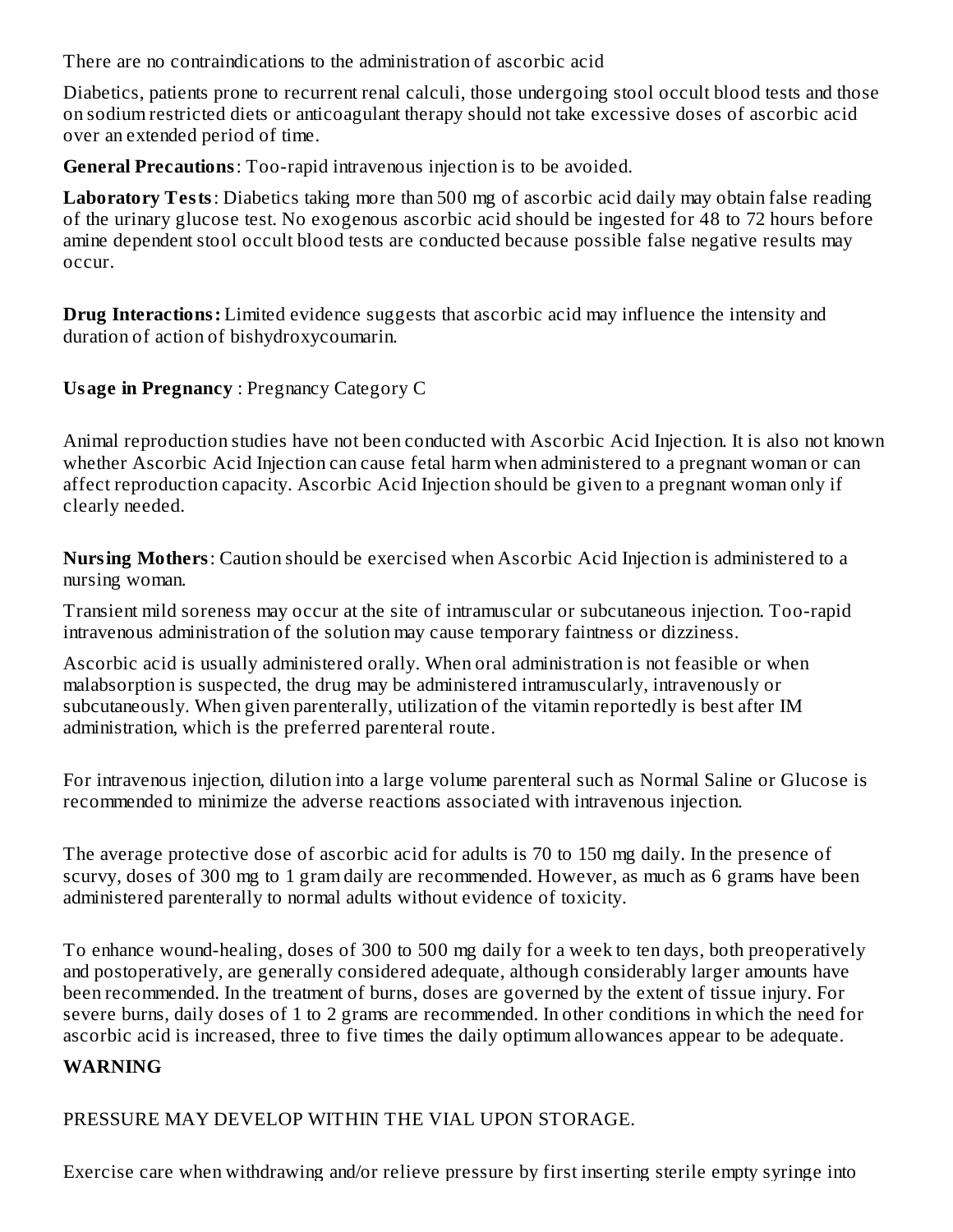There are no contraindications to the administration of ascorbic acid

Diabetics, patients prone to recurrent renal calculi, those undergoing stool occult blood tests and those on sodium restricted diets or anticoagulant therapy should not take excessive doses of ascorbic acid over an extended period of time.

**General Precautions**: Too-rapid intravenous injection is to be avoided.

**Laboratory Tests**: Diabetics taking more than 500 mg of ascorbic acid daily may obtain false reading of the urinary glucose test. No exogenous ascorbic acid should be ingested for 48 to 72 hours before amine dependent stool occult blood tests are conducted because possible false negative results may occur.

**Drug Interactions:** Limited evidence suggests that ascorbic acid may influence the intensity and duration of action of bishydroxycoumarin.

**Usage in Pregnancy** : Pregnancy Category C

Animal reproduction studies have not been conducted with Ascorbic Acid Injection. It is also not known whether Ascorbic Acid Injection can cause fetal harm when administered to a pregnant woman or can affect reproduction capacity. Ascorbic Acid Injection should be given to a pregnant woman only if clearly needed.

**Nursing Mothers**: Caution should be exercised when Ascorbic Acid Injection is administered to a nursing woman.

Transient mild soreness may occur at the site of intramuscular or subcutaneous injection. Too-rapid intravenous administration of the solution may cause temporary faintness or dizziness.

Ascorbic acid is usually administered orally. When oral administration is not feasible or when malabsorption is suspected, the drug may be administered intramuscularly, intravenously or subcutaneously. When given parenterally, utilization of the vitamin reportedly is best after IM administration, which is the preferred parenteral route.

For intravenous injection, dilution into a large volume parenteral such as Normal Saline or Glucose is recommended to minimize the adverse reactions associated with intravenous injection.

The average protective dose of ascorbic acid for adults is 70 to 150 mg daily. In the presence of scurvy, doses of 300 mg to 1 gram daily are recommended. However, as much as 6 grams have been administered parenterally to normal adults without evidence of toxicity.

To enhance wound-healing, doses of 300 to 500 mg daily for a week to ten days, both preoperatively and postoperatively, are generally considered adequate, although considerably larger amounts have been recommended. In the treatment of burns, doses are governed by the extent of tissue injury. For severe burns, daily doses of 1 to 2 grams are recommended. In other conditions in which the need for ascorbic acid is increased, three to five times the daily optimum allowances appear to be adequate.

**WARNING**

PRESSURE MAY DEVELOP WITHIN THE VIAL UPON STORAGE.

Exercise care when withdrawing and/or relieve pressure by first inserting sterile empty syringe into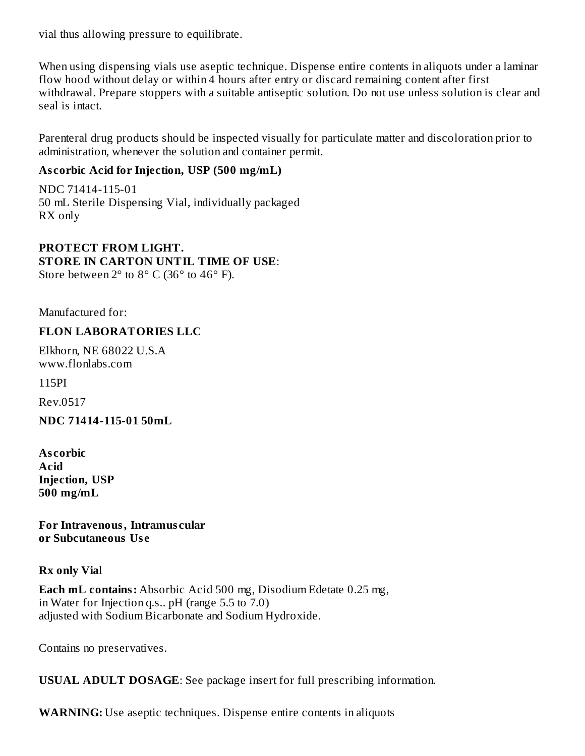vial thus allowing pressure to equilibrate.

When using dispensing vials use aseptic technique. Dispense entire contents in aliquots under a laminar flow hood without delay or within 4 hours after entry or discard remaining content after first withdrawal. Prepare stoppers with a suitable antiseptic solution. Do not use unless solution is clear and seal is intact.

Parenteral drug products should be inspected visually for particulate matter and discoloration prior to administration, whenever the solution and container permit.

**Ascorbic Acid for Injection, USP (500 mg/mL)**

NDC 71414-115-01
50 mL Sterile Dispensing Vial, individually packaged
RX only

**PROTECT FROM LIGHT.**
**STORE IN CARTON UNTIL TIME OF USE**:
Store between 2° to 8° C (36° to 46° F).

Manufactured for:

**FLON LABORATORIES LLC**

Elkhorn, NE 68022 U.S.A
www.flonlabs.com

115PI

Rev.0517

**NDC 71414-115-01 50mL**

**Ascorbic**
**Acid**
**Injection, USP**
**500 mg/mL**

**For Intravenous, Intramuscular**
**or Subcutaneous Use**

**Rx only Via**l

**Each mL contains:** Absorbic Acid 500 mg, Disodium Edetate 0.25 mg,
in Water for Injection q.s.. pH (range 5.5 to 7.0)
adjusted with Sodium Bicarbonate and Sodium Hydroxide.

Contains no preservatives.

**USUAL ADULT DOSAGE**: See package insert for full prescribing information.

**WARNING:** Use aseptic techniques. Dispense entire contents in aliquots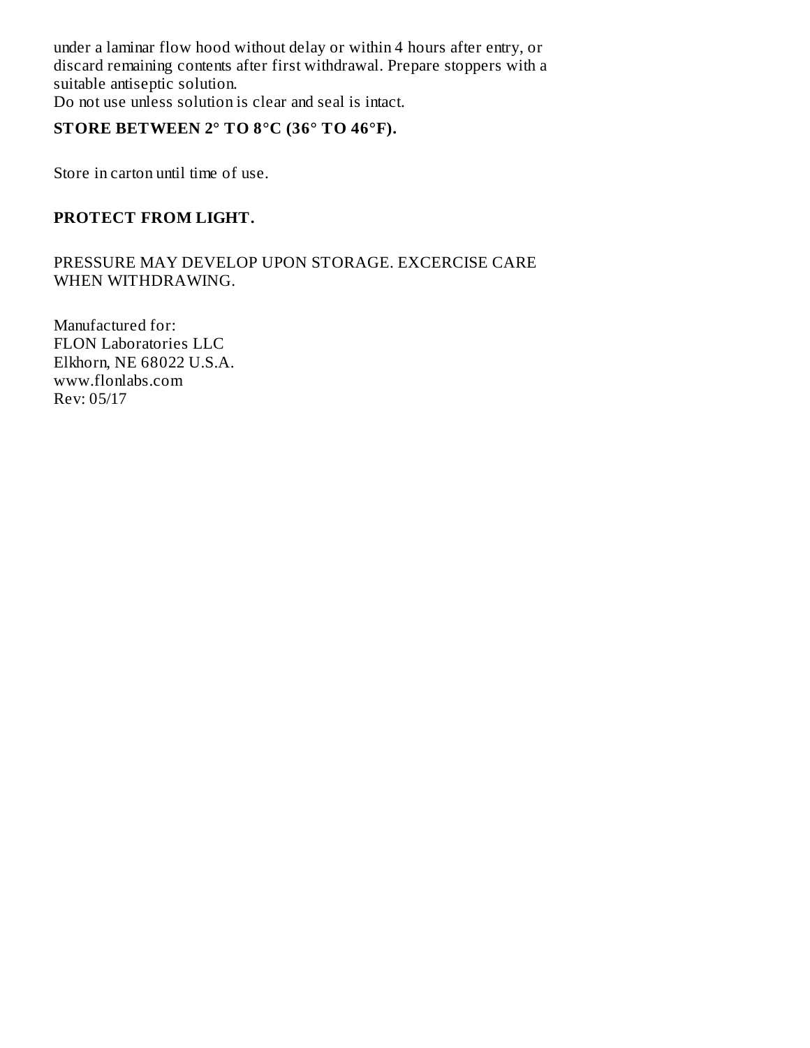under a laminar flow hood without delay or within 4 hours after entry, or discard remaining contents after first withdrawal. Prepare stoppers with a suitable antiseptic solution.
Do not use unless solution is clear and seal is intact.

**STORE BETWEEN 2° TO 8°C (36° TO 46°F).**

Store in carton until time of use.

**PROTECT FROM LIGHT.**

PRESSURE MAY DEVELOP UPON STORAGE. EXCERCISE CARE WHEN WITHDRAWING.

Manufactured for:
FLON Laboratories LLC
Elkhorn, NE 68022 U.S.A.
www.flonlabs.com
Rev: 05/17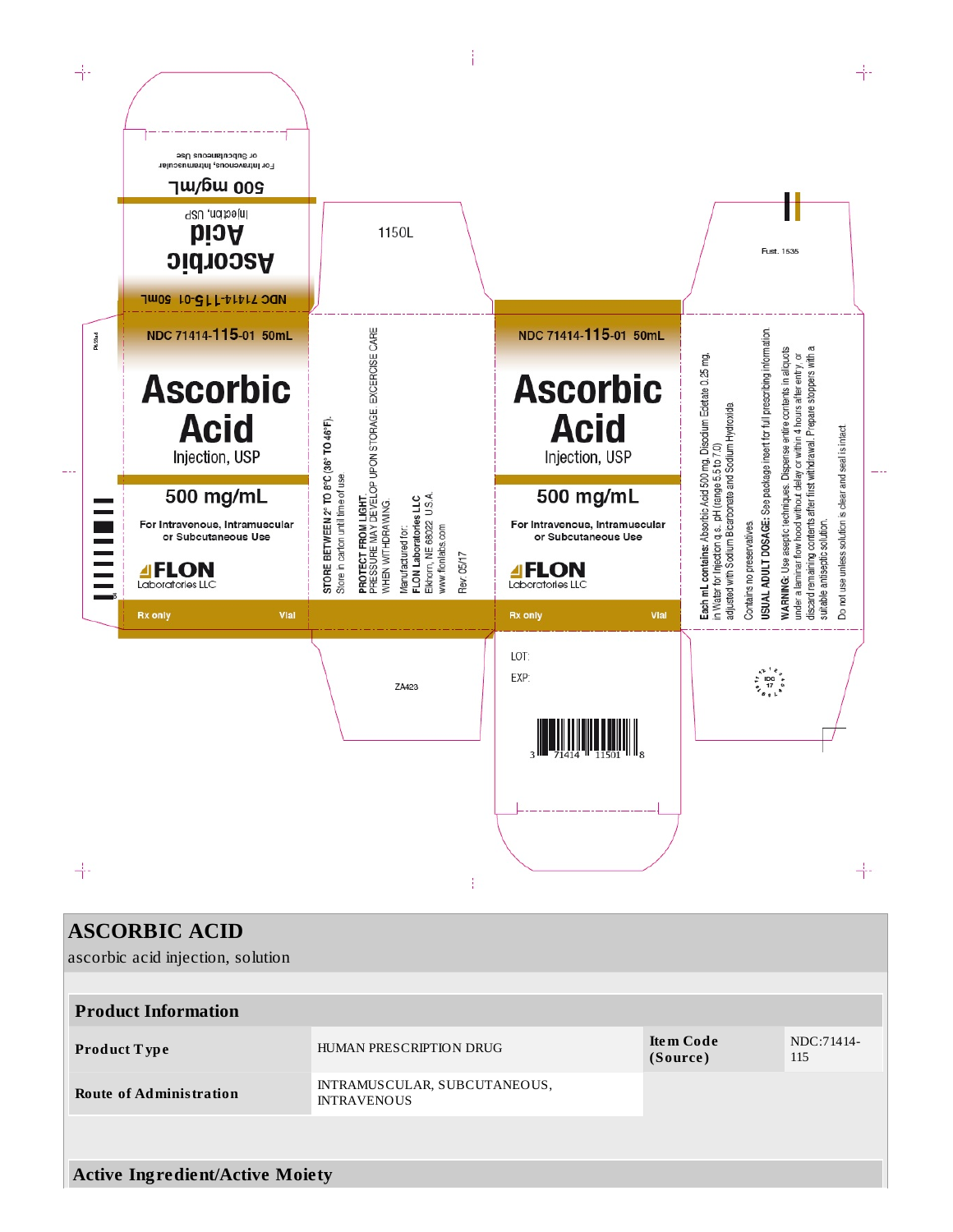NDC 71414-115-01 50mL

# Ascorbic Acid

Injection, USP

**500 mg/mL**

For Intravenous, Intramuscular or Subcutaneous Use

FLON Laboratories LLC

Rx only

Vial

1150L

**STORE BETWEEN 2° TO 8°C (36° TO 46°F).**
Store in carton until time of use.

**PROTECT FROM LIGHT.**
PRESSURE MAY DEVELOP UPON STORAGE. EXCERCISE CARE WHEN WITHDRAWING.

Manufactured for:
**FLON Laboratories LLC**
Elkhorn, NE 68022 U.S.A.
www.flonlabs.com

Rev. 05/17

ZA423

NDC 71414-115-01 50mL

# Ascorbic Acid

Injection, USP

**500 mg/mL**

For Intravenous, Intramuscular or Subcutaneous Use

FLON Laboratories LLC

Rx only

Vial

LOT:

EXP:

3 71414 11501 8

Fust. 1535

**Each mL contains:** Ascorbic Acid 500 mg, Disodium Edetate 0.25 mg, in Water for Injection q.s., pH (range 5.5 to 7.0) adjusted with Sodium Bicarbonate and Sodium Hydroxide.

Contains no preservatives.

**USUAL ADULT DOSAGE:** See package insert for full prescribing information.

**WARNING:** Use aseptic techniques. Dispense entire contents in aliquots under a laminar flow hood without delay or within 4 hours after entry, or discard remaining contents after first withdrawal. Prepare stoppers with a suitable antiseptic solution.

Do not use unless solution is clear and seal is intact.

# ASCORBIC ACID

ascorbic acid injection, solution

| Product Information | | | |
|---|---|---|---|
| **Product Type** | HUMAN PRESCRIPTION DRUG | **Item Code (Source)** | NDC:71414-115 |
| **Route of Administration** | INTRAMUSCULAR, SUBCUTANEOUS, INTRAVENOUS | | |

## Active Ingredient/Active Moiety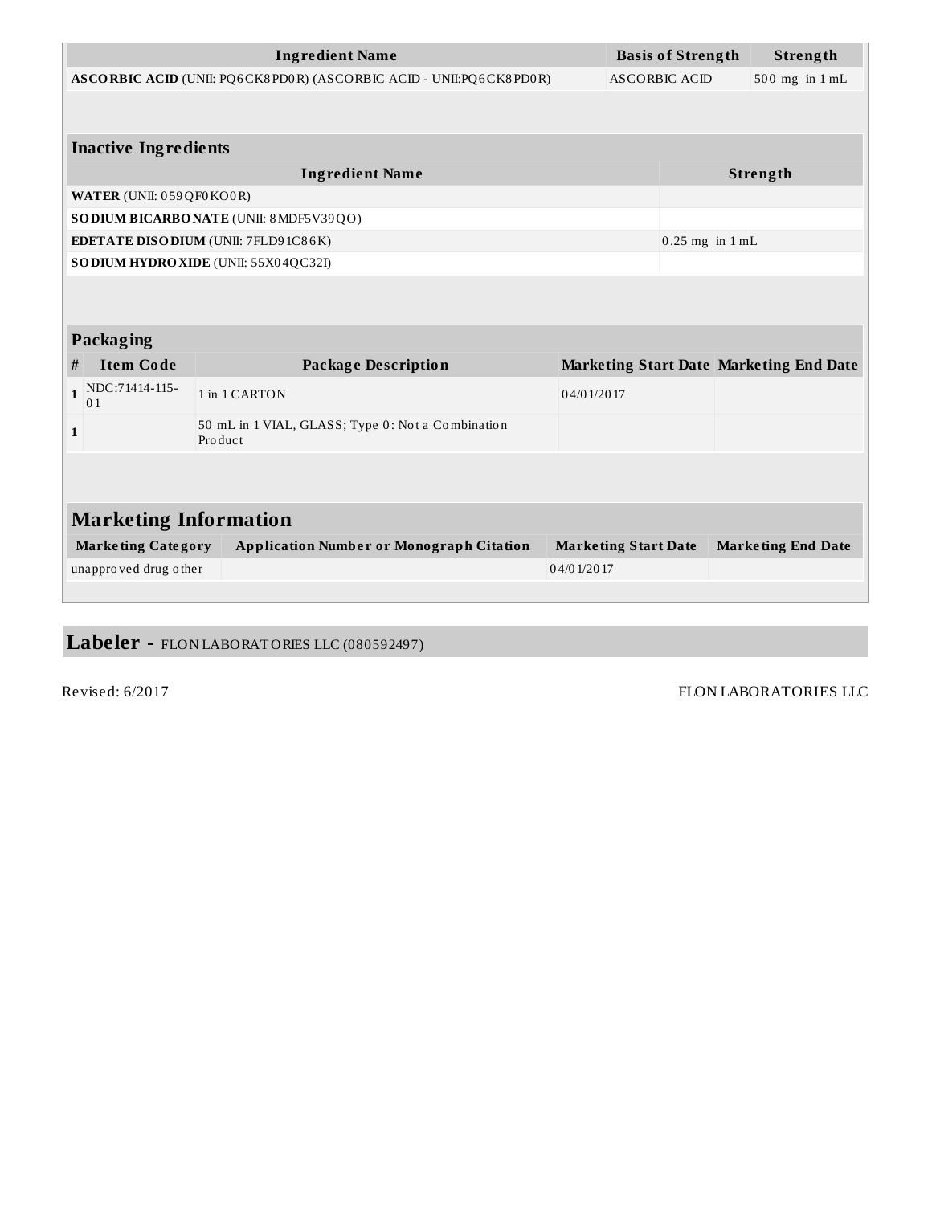| Ingredient Name | Basis of Strength | Strength |
| --- | --- | --- |
| **ASCORBIC ACID** (UNII: PQ6CK8PD0R) (ASCORBIC ACID - UNII:PQ6CK8PD0R) | ASCORBIC ACID | 500 mg in 1 mL |

### Inactive Ingredients

| Ingredient Name | Strength |
| --- | --- |
| **WATER** (UNII: 059QF0KO0R) | |
| **SODIUM BICARBONATE** (UNII: 8MDF5V39QO) | |
| **EDETATE DISODIUM** (UNII: 7FLD91C86K) | 0.25 mg in 1 mL |
| **SODIUM HYDROXIDE** (UNII: 55X04QC32I) | |

### Packaging

| # | Item Code | Package Description | Marketing Start Date | Marketing End Date |
| --- | --- | --- | --- | --- |
| 1 | NDC:71414-115-01 | 1 in 1 CARTON | 04/01/2017 | |
| 1 | | 50 mL in 1 VIAL, GLASS; Type 0: Not a Combination Product | | |

## Marketing Information

| Marketing Category | Application Number or Monograph Citation | Marketing Start Date | Marketing End Date |
| --- | --- | --- | --- |
| unapproved drug other | | 04/01/2017 | |

## Labeler - FLON LABORATORIES LLC (080592497)

Revised: 6/2017

FLON LABORATORIES LLC